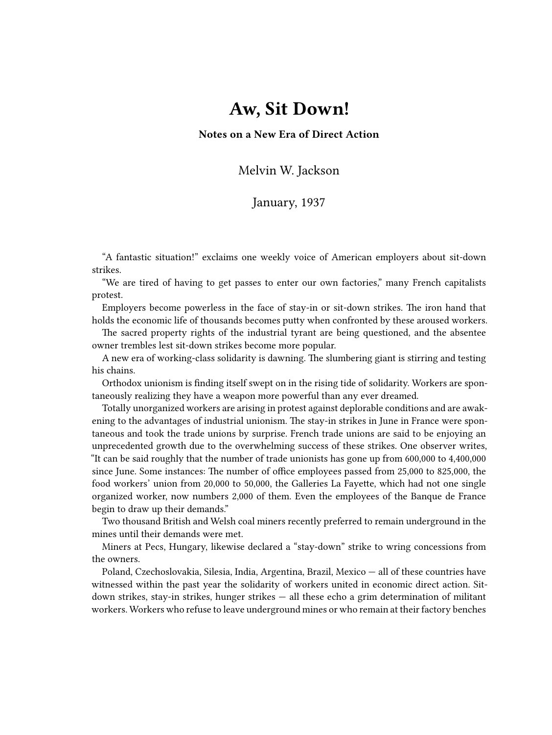# Aw, Sit Down!

**Notes on a New Era of Direct Action**

Melvin W. Jackson

January, 1937

"A fantastic situation!" exclaims one weekly voice of American employers about sit-down strikes.

"We are tired of having to get passes to enter our own factories," many French capitalists protest.

Employers become powerless in the face of stay-in or sit-down strikes. The iron hand that holds the economic life of thousands becomes putty when confronted by these aroused workers.

The sacred property rights of the industrial tyrant are being questioned, and the absentee owner trembles lest sit-down strikes become more popular.

A new era of working-class solidarity is dawning. The slumbering giant is stirring and testing his chains.

Orthodox unionism is finding itself swept on in the rising tide of solidarity. Workers are spontaneously realizing they have a weapon more powerful than any ever dreamed.

Totally unorganized workers are arising in protest against deplorable conditions and are awakening to the advantages of industrial unionism. The stay-in strikes in June in France were spontaneous and took the trade unions by surprise. French trade unions are said to be enjoying an unprecedented growth due to the overwhelming success of these strikes. One observer writes, "It can be said roughly that the number of trade unionists has gone up from 600,000 to 4,400,000 since June. Some instances: The number of office employees passed from 25,000 to 825,000, the food workers' union from 20,000 to 50,000, the Galleries La Fayette, which had not one single organized worker, now numbers 2,000 of them. Even the employees of the Banque de France begin to draw up their demands."

Two thousand British and Welsh coal miners recently preferred to remain underground in the mines until their demands were met.

Miners at Pecs, Hungary, likewise declared a "stay-down" strike to wring concessions from the owners.

Poland, Czechoslovakia, Silesia, India, Argentina, Brazil, Mexico — all of these countries have witnessed within the past year the solidarity of workers united in economic direct action. Sit-down strikes, stay-in strikes, hunger strikes — all these echo a grim determination of militant workers. Workers who refuse to leave underground mines or who remain at their factory benches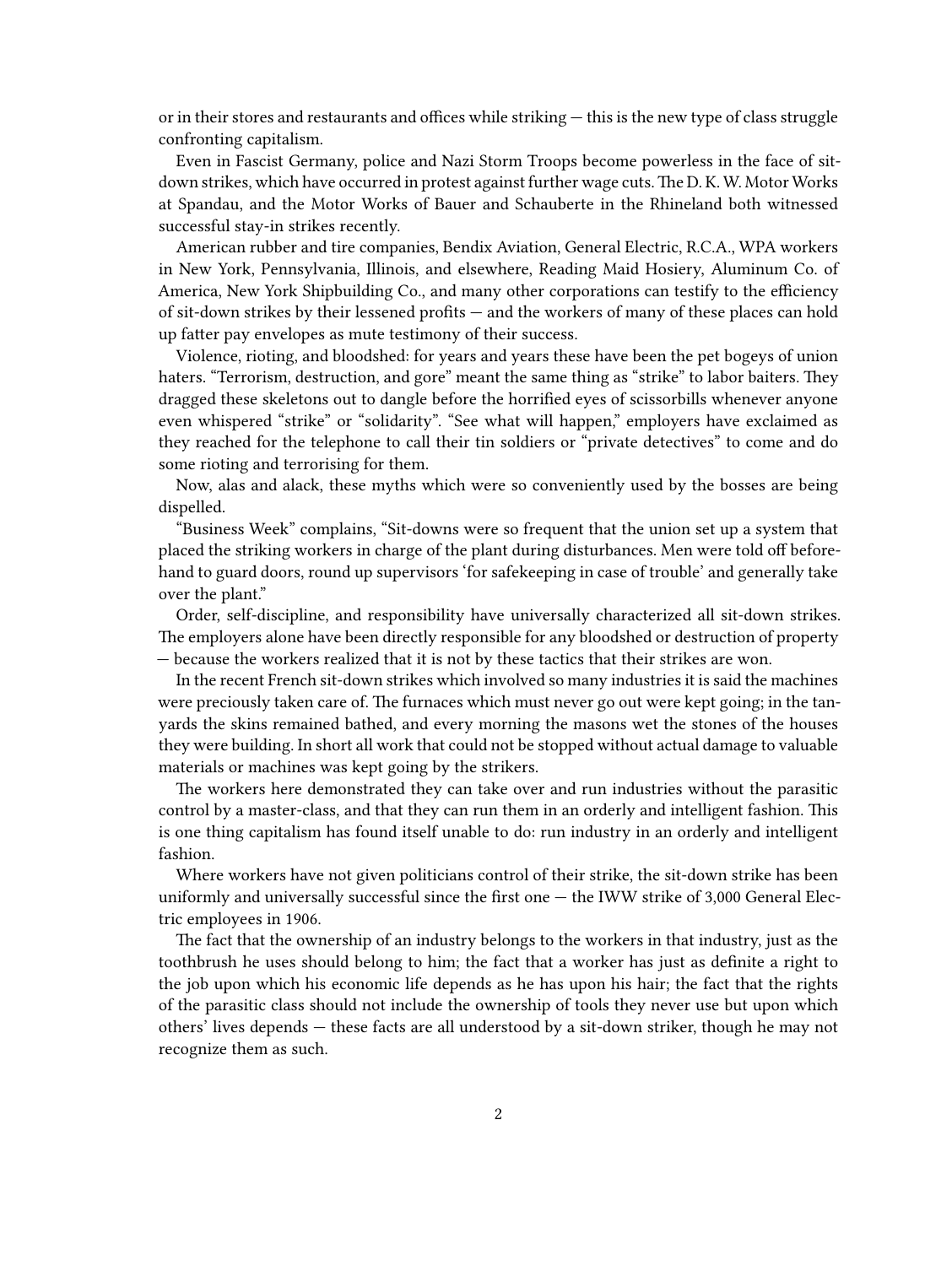or in their stores and restaurants and offices while striking — this is the new type of class struggle confronting capitalism.

Even in Fascist Germany, police and Nazi Storm Troops become powerless in the face of sit-down strikes, which have occurred in protest against further wage cuts. The D. K. W. Motor Works at Spandau, and the Motor Works of Bauer and Schauberte in the Rhineland both witnessed successful stay-in strikes recently.

American rubber and tire companies, Bendix Aviation, General Electric, R.C.A., WPA workers in New York, Pennsylvania, Illinois, and elsewhere, Reading Maid Hosiery, Aluminum Co. of America, New York Shipbuilding Co., and many other corporations can testify to the efficiency of sit-down strikes by their lessened profits — and the workers of many of these places can hold up fatter pay envelopes as mute testimony of their success.

Violence, rioting, and bloodshed: for years and years these have been the pet bogeys of union haters. "Terrorism, destruction, and gore" meant the same thing as "strike" to labor baiters. They dragged these skeletons out to dangle before the horrified eyes of scissorbills whenever anyone even whispered "strike" or "solidarity". "See what will happen," employers have exclaimed as they reached for the telephone to call their tin soldiers or "private detectives" to come and do some rioting and terrorising for them.

Now, alas and alack, these myths which were so conveniently used by the bosses are being dispelled.

"Business Week" complains, "Sit-downs were so frequent that the union set up a system that placed the striking workers in charge of the plant during disturbances. Men were told off beforehand to guard doors, round up supervisors 'for safekeeping in case of trouble' and generally take over the plant."

Order, self-discipline, and responsibility have universally characterized all sit-down strikes. The employers alone have been directly responsible for any bloodshed or destruction of property — because the workers realized that it is not by these tactics that their strikes are won.

In the recent French sit-down strikes which involved so many industries it is said the machines were preciously taken care of. The furnaces which must never go out were kept going; in the tanyards the skins remained bathed, and every morning the masons wet the stones of the houses they were building. In short all work that could not be stopped without actual damage to valuable materials or machines was kept going by the strikers.

The workers here demonstrated they can take over and run industries without the parasitic control by a master-class, and that they can run them in an orderly and intelligent fashion. This is one thing capitalism has found itself unable to do: run industry in an orderly and intelligent fashion.

Where workers have not given politicians control of their strike, the sit-down strike has been uniformly and universally successful since the first one — the IWW strike of 3,000 General Electric employees in 1906.

The fact that the ownership of an industry belongs to the workers in that industry, just as the toothbrush he uses should belong to him; the fact that a worker has just as definite a right to the job upon which his economic life depends as he has upon his hair; the fact that the rights of the parasitic class should not include the ownership of tools they never use but upon which others' lives depends — these facts are all understood by a sit-down striker, though he may not recognize them as such.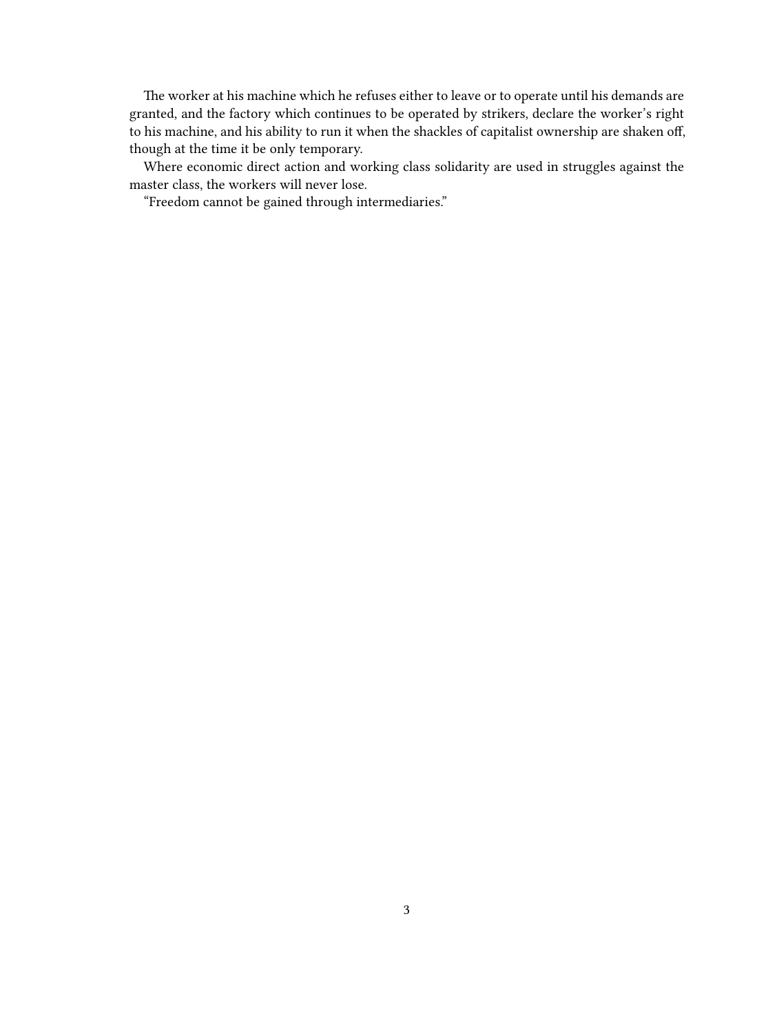The worker at his machine which he refuses either to leave or to operate until his demands are granted, and the factory which continues to be operated by strikers, declare the worker's right to his machine, and his ability to run it when the shackles of capitalist ownership are shaken off, though at the time it be only temporary.

Where economic direct action and working class solidarity are used in struggles against the master class, the workers will never lose.

"Freedom cannot be gained through intermediaries."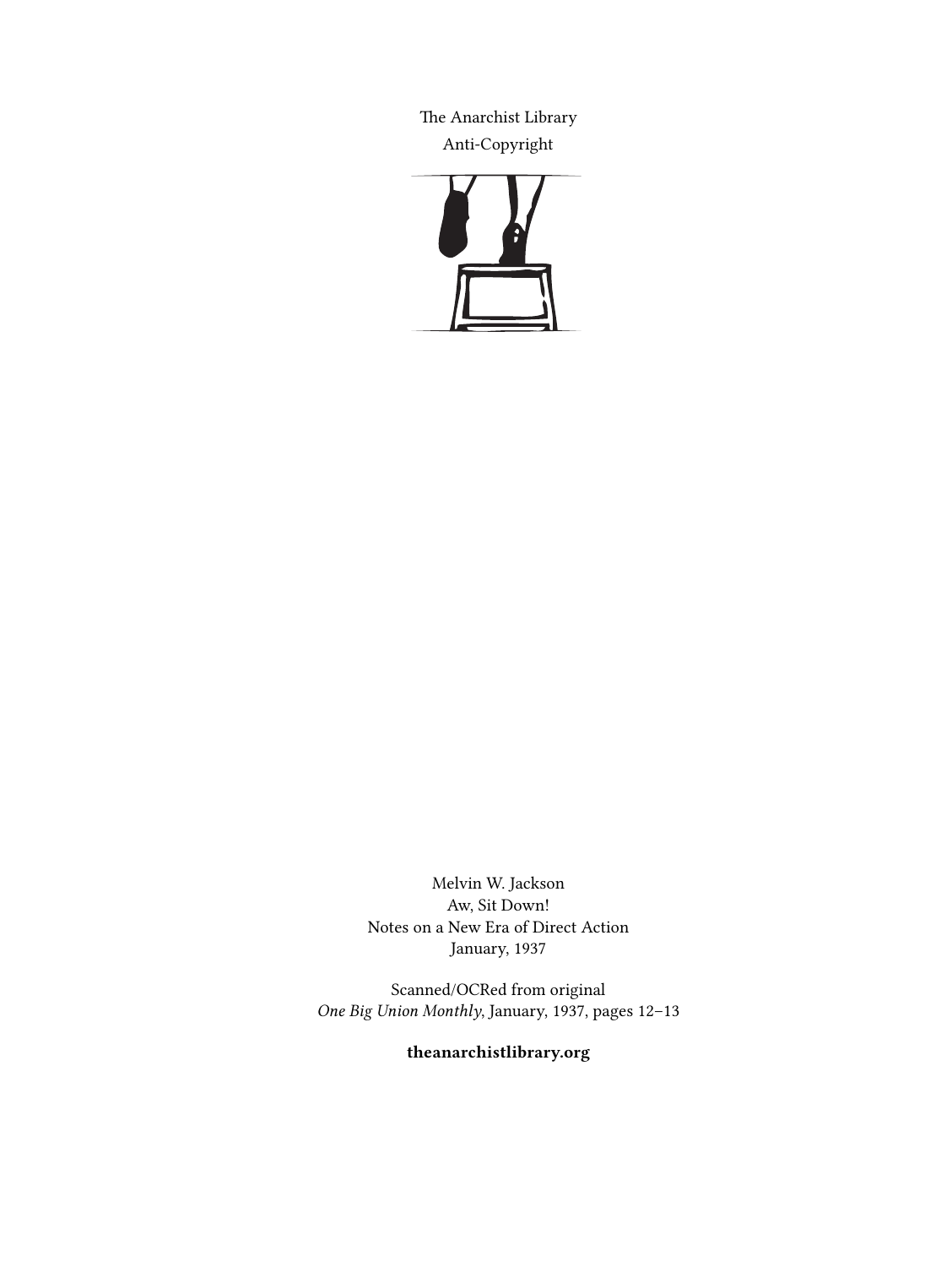The Anarchist Library
Anti-Copyright

Melvin W. Jackson
Aw, Sit Down!
Notes on a New Era of Direct Action
January, 1937

Scanned/OCRed from original
*One Big Union Monthly*, January, 1937, pages 12–13

**theanarchistlibrary.org**